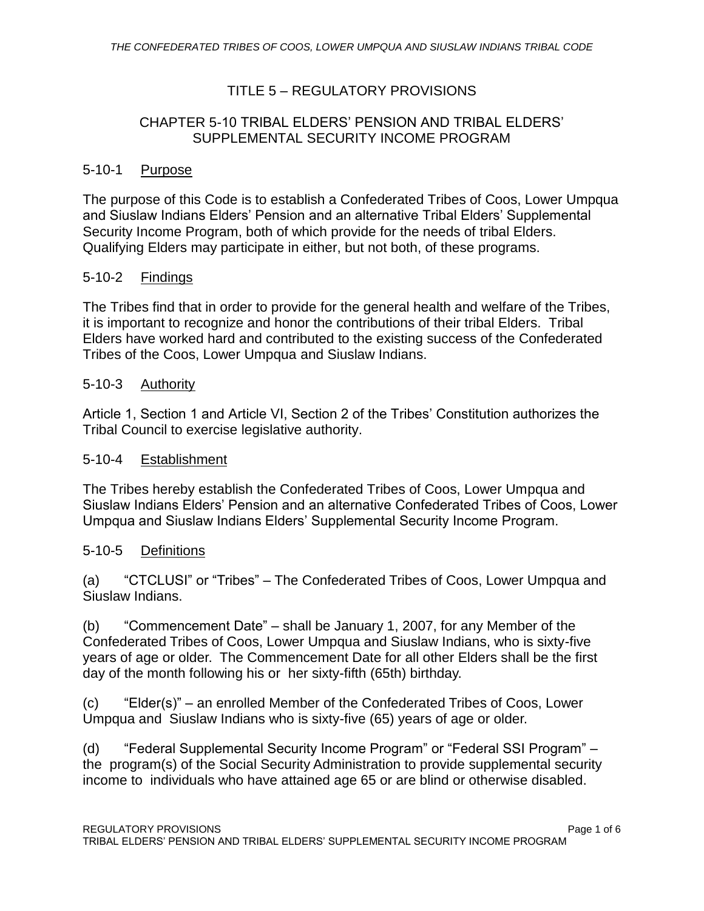# TITLE 5 – REGULATORY PROVISIONS

## CHAPTER 5-10 TRIBAL ELDERS' PENSION AND TRIBAL ELDERS' SUPPLEMENTAL SECURITY INCOME PROGRAM

### 5-10-1 Purpose

The purpose of this Code is to establish a Confederated Tribes of Coos, Lower Umpqua and Siuslaw Indians Elders' Pension and an alternative Tribal Elders' Supplemental Security Income Program, both of which provide for the needs of tribal Elders. Qualifying Elders may participate in either, but not both, of these programs.

### 5-10-2 Findings

The Tribes find that in order to provide for the general health and welfare of the Tribes, it is important to recognize and honor the contributions of their tribal Elders. Tribal Elders have worked hard and contributed to the existing success of the Confederated Tribes of the Coos, Lower Umpqua and Siuslaw Indians.

### 5-10-3 Authority

Article 1, Section 1 and Article VI, Section 2 of the Tribes' Constitution authorizes the Tribal Council to exercise legislative authority.

### 5-10-4 Establishment

The Tribes hereby establish the Confederated Tribes of Coos, Lower Umpqua and Siuslaw Indians Elders' Pension and an alternative Confederated Tribes of Coos, Lower Umpqua and Siuslaw Indians Elders' Supplemental Security Income Program.

### 5-10-5 Definitions

(a) "CTCLUSI" or "Tribes" – The Confederated Tribes of Coos, Lower Umpqua and Siuslaw Indians.

(b) "Commencement Date" – shall be January 1, 2007, for any Member of the Confederated Tribes of Coos, Lower Umpqua and Siuslaw Indians, who is sixty-five years of age or older. The Commencement Date for all other Elders shall be the first day of the month following his or her sixty-fifth (65th) birthday.

(c) "Elder(s)" – an enrolled Member of the Confederated Tribes of Coos, Lower Umpqua and Siuslaw Indians who is sixty-five (65) years of age or older.

(d) "Federal Supplemental Security Income Program" or "Federal SSI Program" – the program(s) of the Social Security Administration to provide supplemental security income to individuals who have attained age 65 or are blind or otherwise disabled.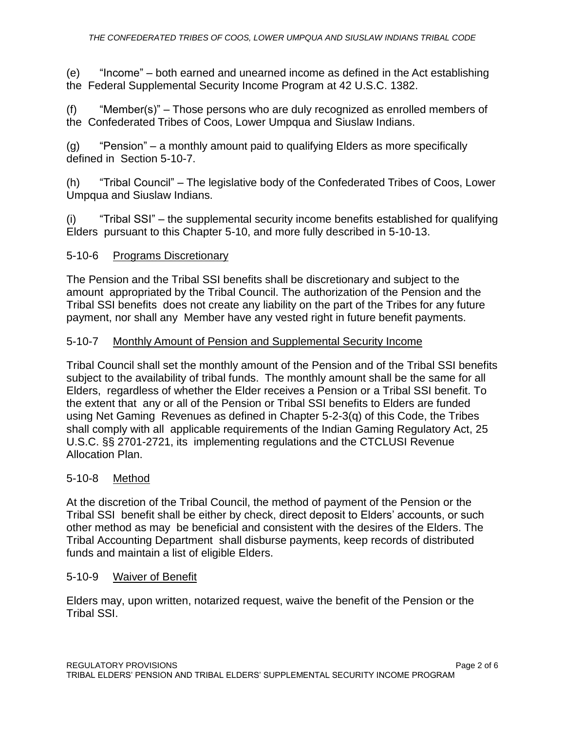(e) "Income" – both earned and unearned income as defined in the Act establishing the Federal Supplemental Security Income Program at 42 U.S.C. 1382.

(f) "Member(s)" – Those persons who are duly recognized as enrolled members of the Confederated Tribes of Coos, Lower Umpqua and Siuslaw Indians.

(g) "Pension" – a monthly amount paid to qualifying Elders as more specifically defined in Section 5-10-7.

(h) "Tribal Council" – The legislative body of the Confederated Tribes of Coos, Lower Umpqua and Siuslaw Indians.

(i) "Tribal SSI" – the supplemental security income benefits established for qualifying Elders pursuant to this Chapter 5-10, and more fully described in 5-10-13.

## 5-10-6 Programs Discretionary

The Pension and the Tribal SSI benefits shall be discretionary and subject to the amount appropriated by the Tribal Council. The authorization of the Pension and the Tribal SSI benefits does not create any liability on the part of the Tribes for any future payment, nor shall any Member have any vested right in future benefit payments.

## 5-10-7 Monthly Amount of Pension and Supplemental Security Income

Tribal Council shall set the monthly amount of the Pension and of the Tribal SSI benefits subject to the availability of tribal funds. The monthly amount shall be the same for all Elders, regardless of whether the Elder receives a Pension or a Tribal SSI benefit. To the extent that any or all of the Pension or Tribal SSI benefits to Elders are funded using Net Gaming Revenues as defined in Chapter 5-2-3(q) of this Code, the Tribes shall comply with all applicable requirements of the Indian Gaming Regulatory Act, 25 U.S.C. §§ 2701-2721, its implementing regulations and the CTCLUSI Revenue Allocation Plan.

## 5-10-8 Method

At the discretion of the Tribal Council, the method of payment of the Pension or the Tribal SSI benefit shall be either by check, direct deposit to Elders' accounts, or such other method as may be beneficial and consistent with the desires of the Elders. The Tribal Accounting Department shall disburse payments, keep records of distributed funds and maintain a list of eligible Elders.

## 5-10-9 Waiver of Benefit

Elders may, upon written, notarized request, waive the benefit of the Pension or the Tribal SSI.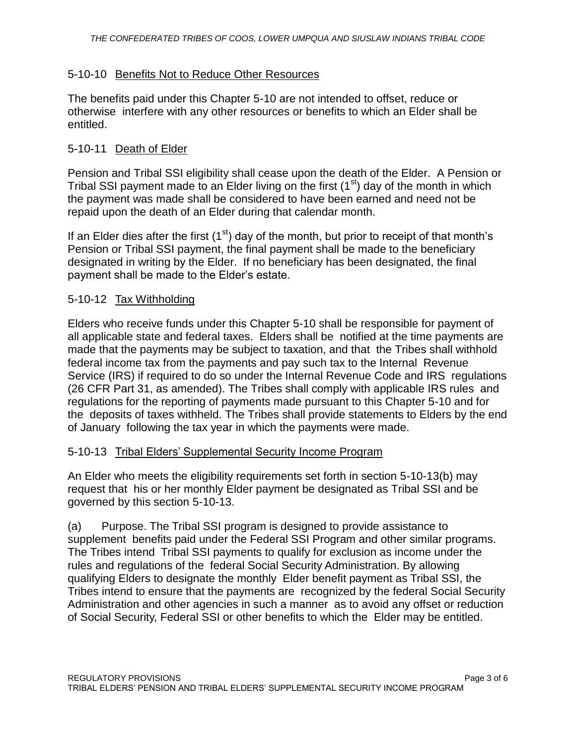### 5-10-10 Benefits Not to Reduce Other Resources

The benefits paid under this Chapter 5-10 are not intended to offset, reduce or otherwise interfere with any other resources or benefits to which an Elder shall be entitled.

### 5-10-11 Death of Elder

Pension and Tribal SSI eligibility shall cease upon the death of the Elder. A Pension or Tribal SSI payment made to an Elder living on the first (1st) day of the month in which the payment was made shall be considered to have been earned and need not be repaid upon the death of an Elder during that calendar month.

If an Elder dies after the first (1st) day of the month, but prior to receipt of that month's Pension or Tribal SSI payment, the final payment shall be made to the beneficiary designated in writing by the Elder. If no beneficiary has been designated, the final payment shall be made to the Elder's estate.

### 5-10-12 Tax Withholding

Elders who receive funds under this Chapter 5-10 shall be responsible for payment of all applicable state and federal taxes. Elders shall be notified at the time payments are made that the payments may be subject to taxation, and that the Tribes shall withhold federal income tax from the payments and pay such tax to the Internal Revenue Service (IRS) if required to do so under the Internal Revenue Code and IRS regulations (26 CFR Part 31, as amended). The Tribes shall comply with applicable IRS rules and regulations for the reporting of payments made pursuant to this Chapter 5-10 and for the deposits of taxes withheld. The Tribes shall provide statements to Elders by the end of January following the tax year in which the payments were made.

### 5-10-13 Tribal Elders' Supplemental Security Income Program

An Elder who meets the eligibility requirements set forth in section 5-10-13(b) may request that his or her monthly Elder payment be designated as Tribal SSI and be governed by this section 5-10-13.

(a) Purpose. The Tribal SSI program is designed to provide assistance to supplement benefits paid under the Federal SSI Program and other similar programs. The Tribes intend Tribal SSI payments to qualify for exclusion as income under the rules and regulations of the federal Social Security Administration. By allowing qualifying Elders to designate the monthly Elder benefit payment as Tribal SSI, the Tribes intend to ensure that the payments are recognized by the federal Social Security Administration and other agencies in such a manner as to avoid any offset or reduction of Social Security, Federal SSI or other benefits to which the Elder may be entitled.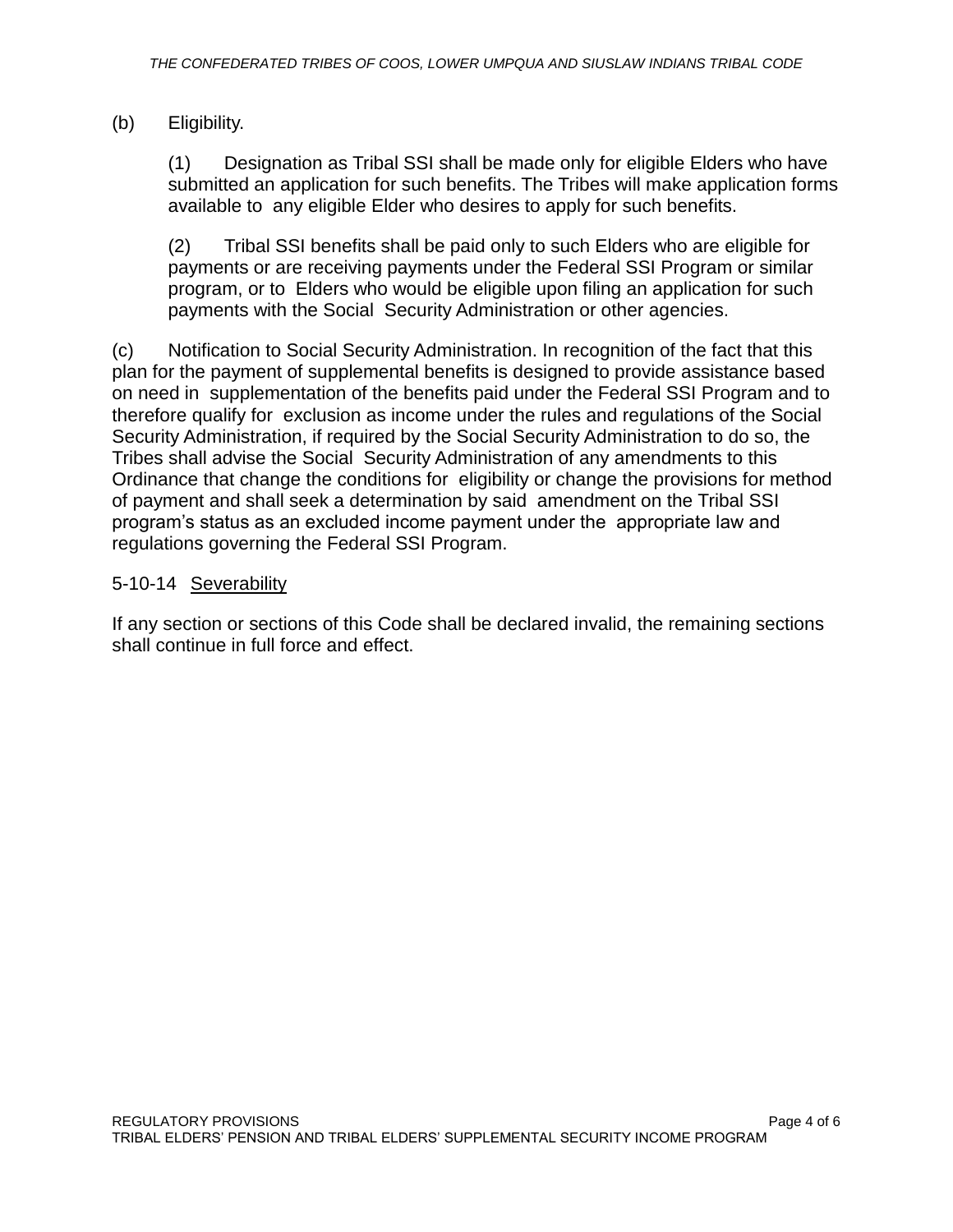(b) Eligibility.

(1) Designation as Tribal SSI shall be made only for eligible Elders who have submitted an application for such benefits. The Tribes will make application forms available to any eligible Elder who desires to apply for such benefits.

(2) Tribal SSI benefits shall be paid only to such Elders who are eligible for payments or are receiving payments under the Federal SSI Program or similar program, or to Elders who would be eligible upon filing an application for such payments with the Social Security Administration or other agencies.

(c) Notification to Social Security Administration. In recognition of the fact that this plan for the payment of supplemental benefits is designed to provide assistance based on need in supplementation of the benefits paid under the Federal SSI Program and to therefore qualify for exclusion as income under the rules and regulations of the Social Security Administration, if required by the Social Security Administration to do so, the Tribes shall advise the Social Security Administration of any amendments to this Ordinance that change the conditions for eligibility or change the provisions for method of payment and shall seek a determination by said amendment on the Tribal SSI program's status as an excluded income payment under the appropriate law and regulations governing the Federal SSI Program.

5-10-14 Severability

If any section or sections of this Code shall be declared invalid, the remaining sections shall continue in full force and effect.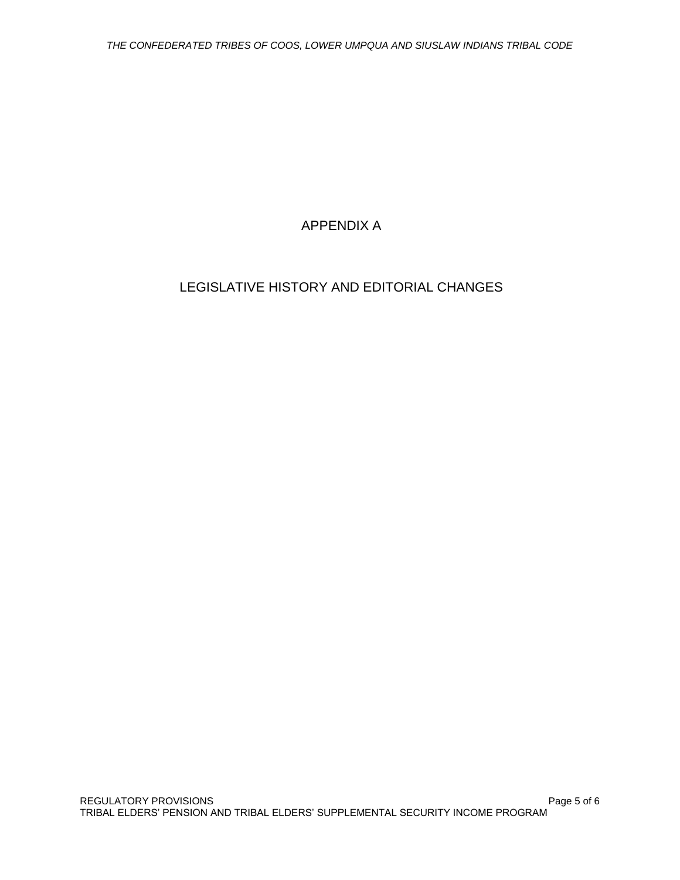# APPENDIX A

# LEGISLATIVE HISTORY AND EDITORIAL CHANGES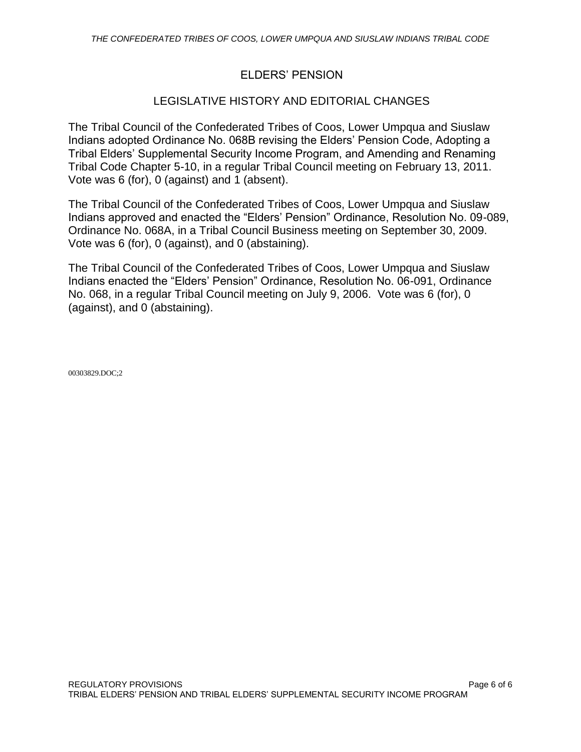## ELDERS' PENSION

### LEGISLATIVE HISTORY AND EDITORIAL CHANGES

The Tribal Council of the Confederated Tribes of Coos, Lower Umpqua and Siuslaw Indians adopted Ordinance No. 068B revising the Elders' Pension Code, Adopting a Tribal Elders' Supplemental Security Income Program, and Amending and Renaming Tribal Code Chapter 5-10, in a regular Tribal Council meeting on February 13, 2011. Vote was 6 (for), 0 (against) and 1 (absent).

The Tribal Council of the Confederated Tribes of Coos, Lower Umpqua and Siuslaw Indians approved and enacted the "Elders' Pension" Ordinance, Resolution No. 09-089, Ordinance No. 068A, in a Tribal Council Business meeting on September 30, 2009. Vote was 6 (for), 0 (against), and 0 (abstaining).

The Tribal Council of the Confederated Tribes of Coos, Lower Umpqua and Siuslaw Indians enacted the "Elders' Pension" Ordinance, Resolution No. 06-091, Ordinance No. 068, in a regular Tribal Council meeting on July 9, 2006. Vote was 6 (for), 0 (against), and 0 (abstaining).

00303829.DOC;2